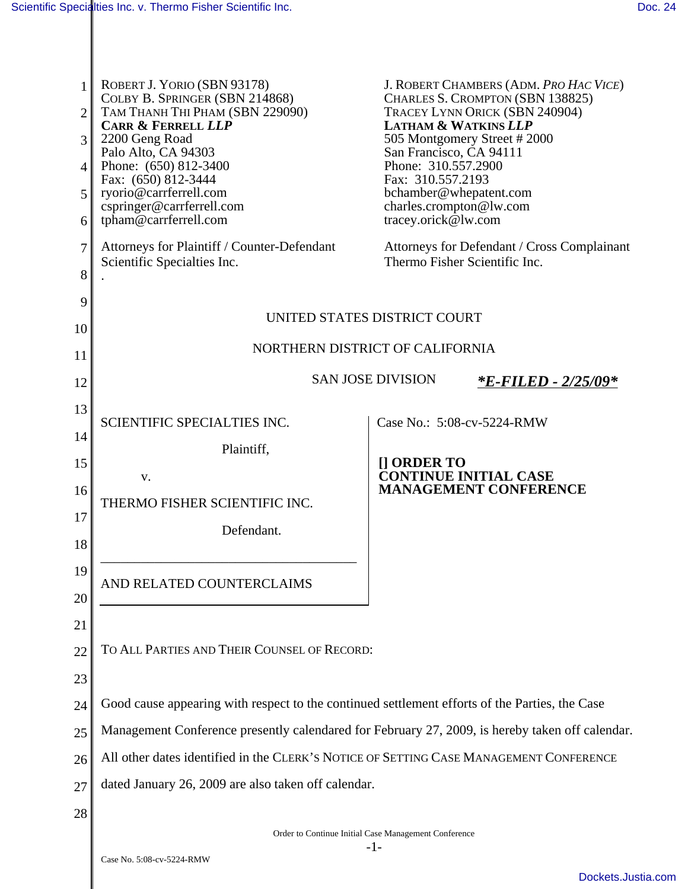ROBERT J. YORIO (SBN 93178)
COLBY B. SPRINGER (SBN 214868)
TAM THANH THI PHAM (SBN 229090)
**CARR & FERRELL *LLP***
2200 Geng Road
Palo Alto, CA 94303
Phone: (650) 812-3400
Fax: (650) 812-3444
ryorio@carrferrell.com
cspringer@carrferrell.com
tpham@carrferrell.com

Attorneys for Plaintiff / Counter-Defendant
Scientific Specialties Inc.
.

J. ROBERT CHAMBERS (ADM. *PRO HAC VICE*)
CHARLES S. CROMPTON (SBN 138825)
TRACEY LYNN ORICK (SBN 240904)
**LATHAM & WATKINS *LLP***
505 Montgomery Street # 2000
San Francisco, CA 94111
Phone: 310.557.2900
Fax: 310.557.2193
bchamber@whepatent.com
charles.crompton@lw.com
tracey.orick@lw.com

Attorneys for Defendant / Cross Complainant
Thermo Fisher Scientific Inc.

UNITED STATES DISTRICT COURT

NORTHERN DISTRICT OF CALIFORNIA

SAN JOSE DIVISION

***E-FILED - 2/25/09***

| | |
|---|---|
| SCIENTIFIC SPECIALTIES INC.<br><br>Plaintiff,<br><br>v.<br><br>THERMO FISHER SCIENTIFIC INC.<br><br>Defendant.<br>_______________<br>AND RELATED COUNTERCLAIMS | Case No.: 5:08-cv-5224-RMW<br><br>**[] ORDER TO CONTINUE INITIAL CASE MANAGEMENT CONFERENCE** |

TO ALL PARTIES AND THEIR COUNSEL OF RECORD:

Good cause appearing with respect to the continued settlement efforts of the Parties, the Case Management Conference presently calendared for February 27, 2009, is hereby taken off calendar. All other dates identified in the CLERK'S NOTICE OF SETTING CASE MANAGEMENT CONFERENCE dated January 26, 2009 are also taken off calendar.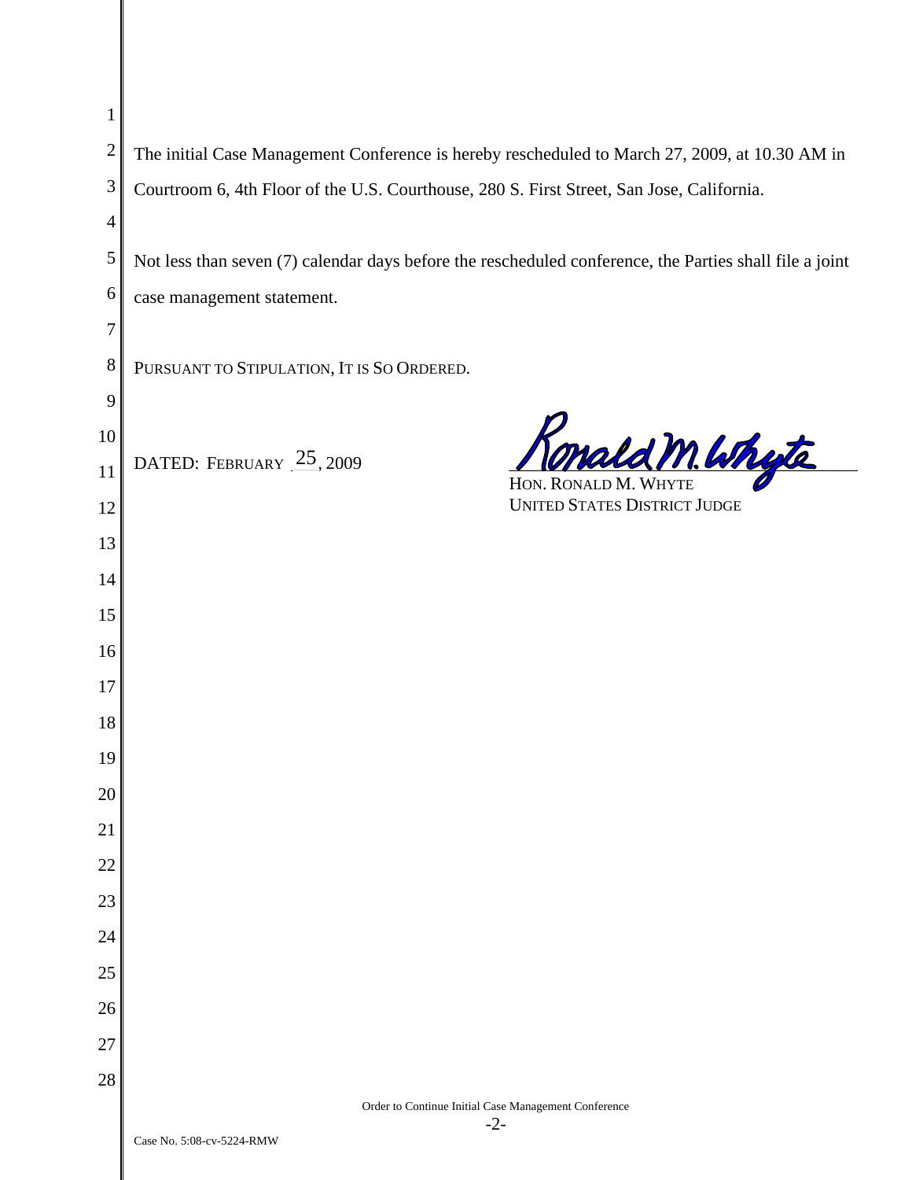The initial Case Management Conference is hereby rescheduled to March 27, 2009, at 10.30 AM in Courtroom 6, 4th Floor of the U.S. Courthouse, 280 S. First Street, San Jose, California.

Not less than seven (7) calendar days before the rescheduled conference, the Parties shall file a joint case management statement.

PURSUANT TO STIPULATION, IT IS SO ORDERED.

DATED: FEBRUARY 25, 2009

Ronald M. Whyte

HON. RONALD M. WHYTE
UNITED STATES DISTRICT JUDGE

Order to Continue Initial Case Management Conference

Case No. 5:08-cv-5224-RMW